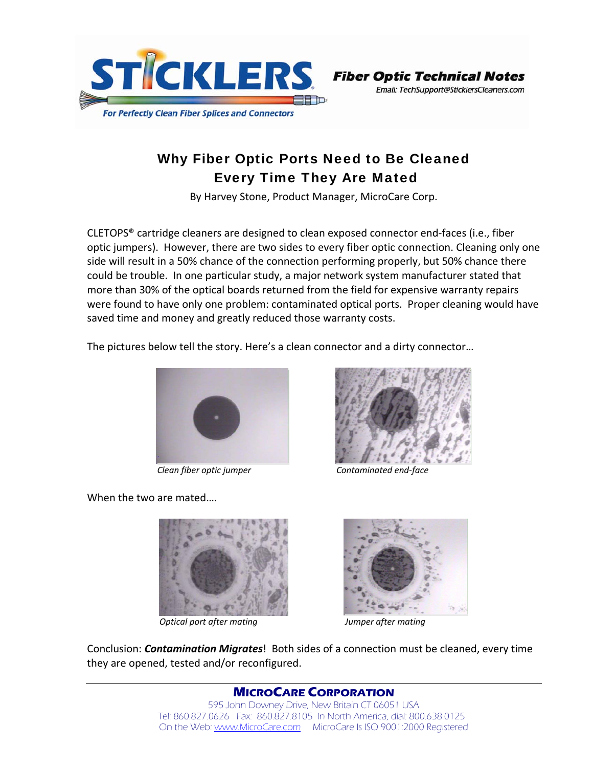**STICKLERS**

*For Perfectly Clean Fiber Splices and Connectors*

**Fiber Optic Technical Notes**

*Email: TechSupport@SticklersCleaners.com*

# Why Fiber Optic Ports Need to Be Cleaned Every Time They Are Mated

By Harvey Stone, Product Manager, MicroCare Corp.

CLETOPS® cartridge cleaners are designed to clean exposed connector end-faces (i.e., fiber optic jumpers). However, there are two sides to every fiber optic connection. Cleaning only one side will result in a 50% chance of the connection performing properly, but 50% chance there could be trouble. In one particular study, a major network system manufacturer stated that more than 30% of the optical boards returned from the field for expensive warranty repairs were found to have only one problem: contaminated optical ports. Proper cleaning would have saved time and money and greatly reduced those warranty costs.

The pictures below tell the story. Here's a clean connector and a dirty connector…

*Clean fiber optic jumper*

*Contaminated end-face*

When the two are mated….

*Optical port after mating*

*Jumper after mating*

Conclusion: ***Contamination Migrates***! Both sides of a connection must be cleaned, every time they are opened, tested and/or reconfigured.

---

**MICROCARE CORPORATION**

595 John Downey Drive, New Britain CT 06051 USA

Tel: 860.827.0626 Fax: 860.827.8105 In North America, dial: 800.638.0125

On the Web: www.MicroCare.com MicroCare Is ISO 9001:2000 Registered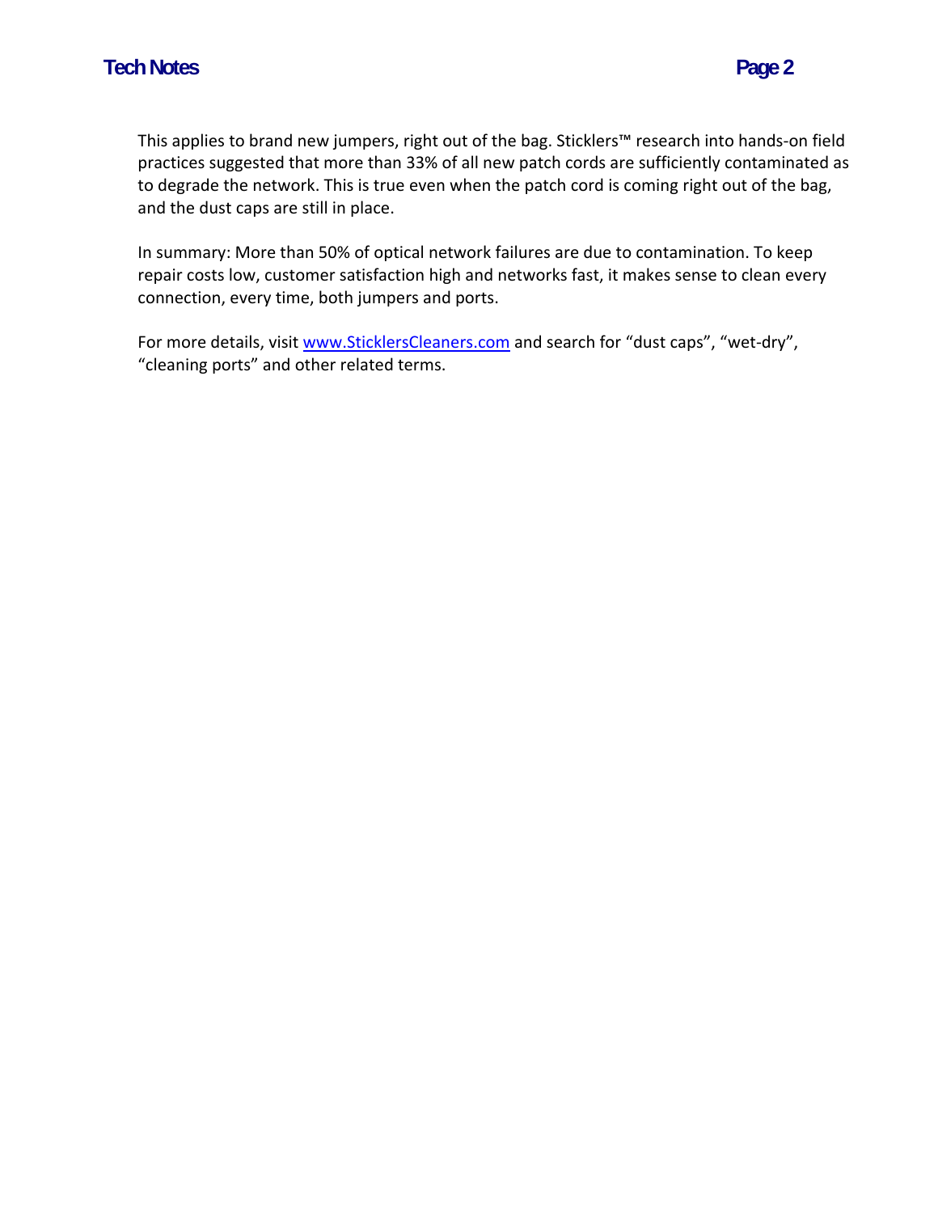This applies to brand new jumpers, right out of the bag. Sticklers™ research into hands-on field practices suggested that more than 33% of all new patch cords are sufficiently contaminated as to degrade the network. This is true even when the patch cord is coming right out of the bag, and the dust caps are still in place.

In summary: More than 50% of optical network failures are due to contamination. To keep repair costs low, customer satisfaction high and networks fast, it makes sense to clean every connection, every time, both jumpers and ports.

For more details, visit [www.SticklersCleaners.com](http://www.SticklersCleaners.com) and search for "dust caps", "wet-dry", "cleaning ports" and other related terms.